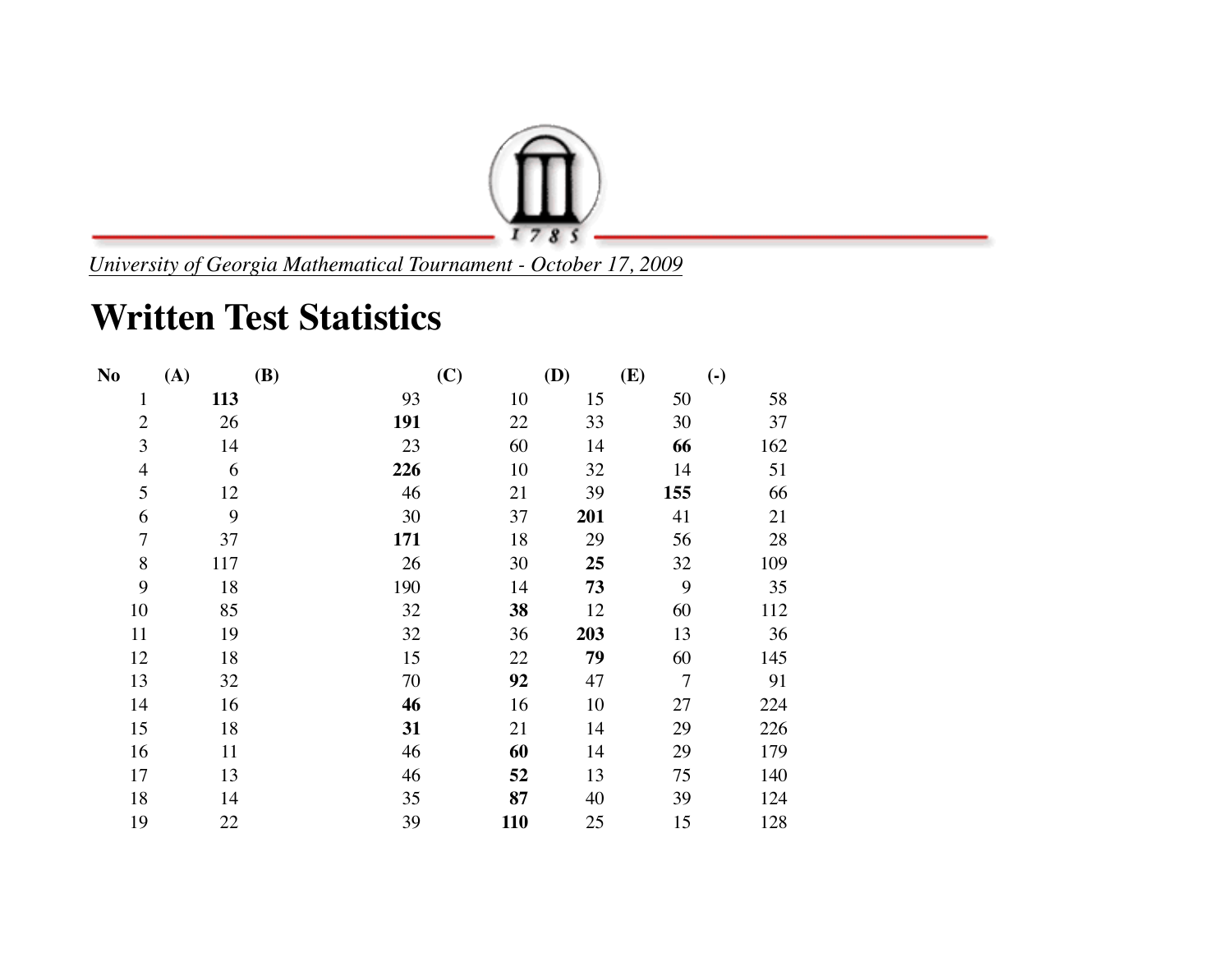*University of Georgia Mathematical Tournament - October 17, 2009*

# Written Test Statistics

| No | (A) | (B) | (C) | (D) | (E) | (-) |
|---|---|---|---|---|---|---|
| 1 | **113** | 93 | 10 | 15 | 50 | 58 |
| 2 | 26 | **191** | 22 | 33 | 30 | 37 |
| 3 | 14 | 23 | 60 | 14 | **66** | 162 |
| 4 | 6 | **226** | 10 | 32 | 14 | 51 |
| 5 | 12 | 46 | 21 | 39 | **155** | 66 |
| 6 | 9 | 30 | 37 | **201** | 41 | 21 |
| 7 | 37 | **171** | 18 | 29 | 56 | 28 |
| 8 | 117 | 26 | 30 | **25** | 32 | 109 |
| 9 | 18 | 190 | 14 | **73** | 9 | 35 |
| 10 | 85 | 32 | **38** | 12 | 60 | 112 |
| 11 | 19 | 32 | 36 | **203** | 13 | 36 |
| 12 | 18 | 15 | 22 | **79** | 60 | 145 |
| 13 | 32 | 70 | **92** | 47 | 7 | 91 |
| 14 | 16 | **46** | 16 | 10 | 27 | 224 |
| 15 | 18 | **31** | 21 | 14 | 29 | 226 |
| 16 | 11 | 46 | **60** | 14 | 29 | 179 |
| 17 | 13 | 46 | **52** | 13 | 75 | 140 |
| 18 | 14 | 35 | **87** | 40 | 39 | 124 |
| 19 | 22 | 39 | **110** | 25 | 15 | 128 |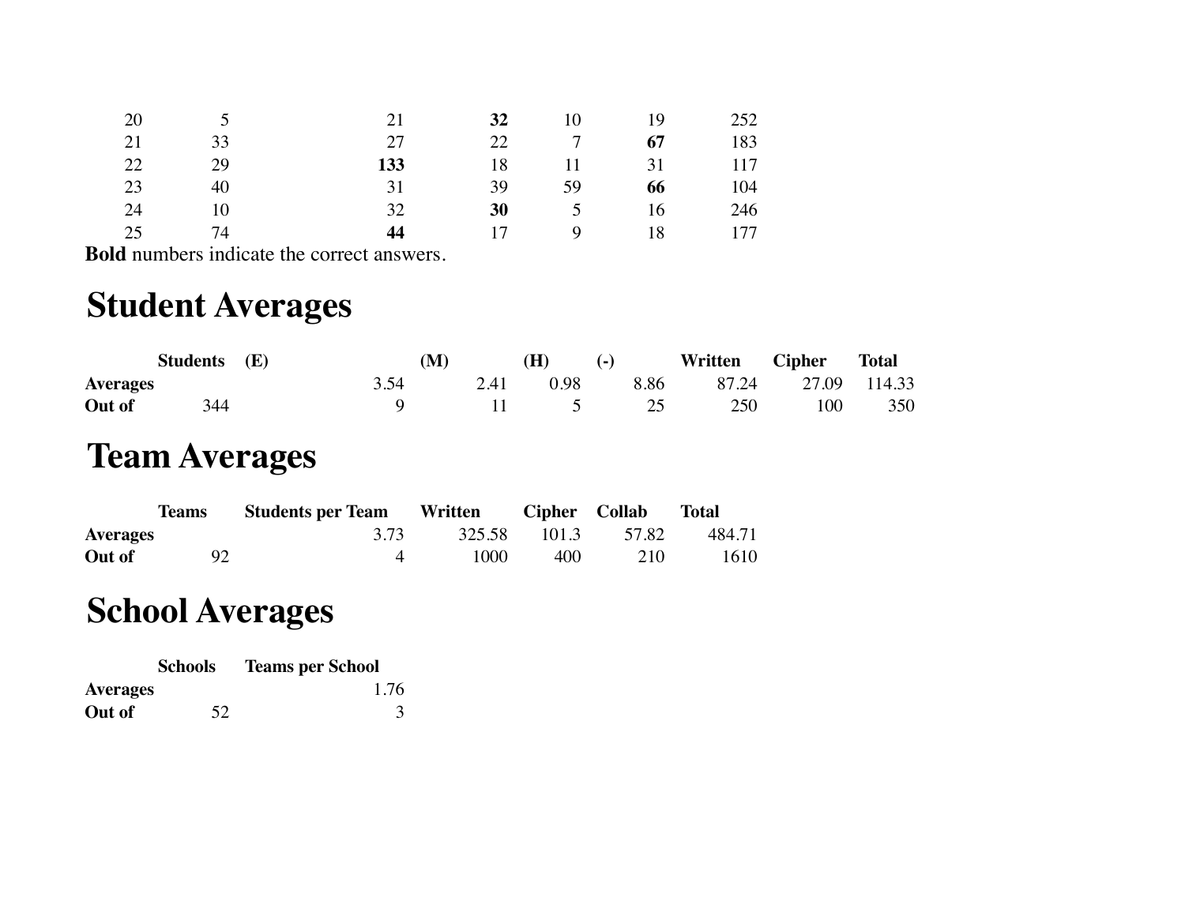| | | | | | | |
|---|---|---|---|---|---|---|
| 20 | 5 | 21 | **32** | 10 | 19 | 252 |
| 21 | 33 | 27 | 22 | 7 | **67** | 183 |
| 22 | 29 | **133** | 18 | 11 | 31 | 117 |
| 23 | 40 | 31 | 39 | 59 | **66** | 104 |
| 24 | 10 | 32 | **30** | 5 | 16 | 246 |
| 25 | 74 | **44** | 17 | 9 | 18 | 177 |

**Bold** numbers indicate the correct answers.

# Student Averages

| | Students | (E) | (M) | (H) | (-) | Written | Cipher | Total |
|---|---|---|---|---|---|---|---|---|
| **Averages** | | 3.54 | 2.41 | 0.98 | 8.86 | 87.24 | 27.09 | 114.33 |
| **Out of** | 344 | 9 | 11 | 5 | 25 | 250 | 100 | 350 |

# Team Averages

| | Teams | Students per Team | Written | Cipher | Collab | Total |
|---|---|---|---|---|---|---|
| **Averages** | | 3.73 | 325.58 | 101.3 | 57.82 | 484.71 |
| **Out of** | 92 | 4 | 1000 | 400 | 210 | 1610 |

# School Averages

| | Schools | Teams per School |
|---|---|---|
| **Averages** | | 1.76 |
| **Out of** | 52 | 3 |